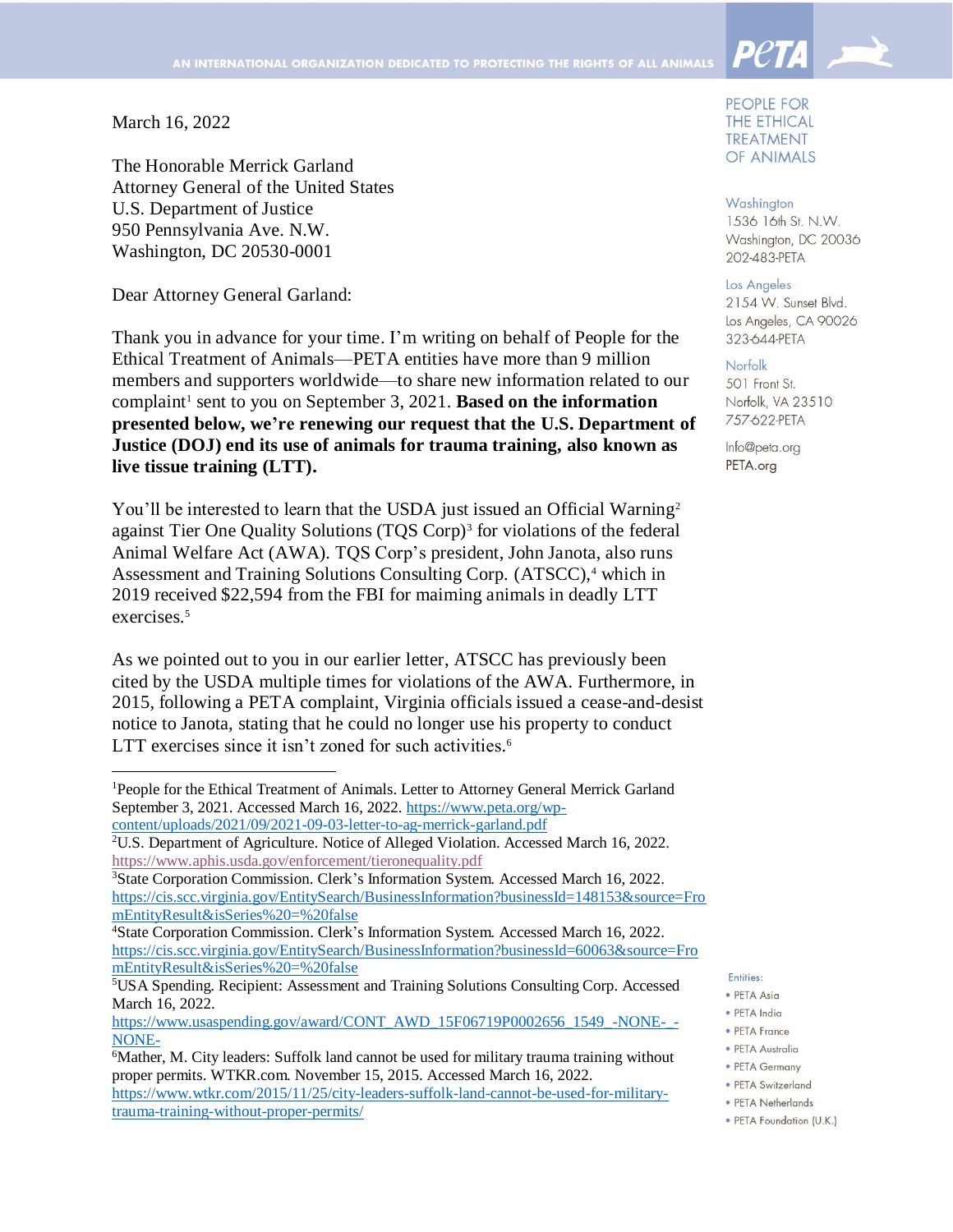AN INTERNATIONAL ORGANIZATION DEDICATED TO PROTECTING THE RIGHTS OF ALL ANIMALS

PETA

PEOPLE FOR THE ETHICAL TREATMENT OF ANIMALS

Washington
1536 16th St. N.W.
Washington, DC 20036
202-483-PETA

Los Angeles
2154 W. Sunset Blvd.
Los Angeles, CA 90026
323-644-PETA

Norfolk
501 Front St.
Norfolk, VA 23510
757-622-PETA

Info@peta.org
PETA.org

Entities:
- PETA Asia
- PETA India
- PETA France
- PETA Australia
- PETA Germany
- PETA Switzerland
- PETA Netherlands
- PETA Foundation (U.K.)

March 16, 2022

The Honorable Merrick Garland
Attorney General of the United States
U.S. Department of Justice
950 Pennsylvania Ave. N.W.
Washington, DC 20530-0001

Dear Attorney General Garland:

Thank you in advance for your time. I'm writing on behalf of People for the Ethical Treatment of Animals—PETA entities have more than 9 million members and supporters worldwide—to share new information related to our complaint[1] sent to you on September 3, 2021. **Based on the information presented below, we're renewing our request that the U.S. Department of Justice (DOJ) end its use of animals for trauma training, also known as live tissue training (LTT).**

You'll be interested to learn that the USDA just issued an Official Warning[2] against Tier One Quality Solutions (TQS Corp)[3] for violations of the federal Animal Welfare Act (AWA). TQS Corp's president, John Janota, also runs Assessment and Training Solutions Consulting Corp. (ATSCC),[4] which in 2019 received $22,594 from the FBI for maiming animals in deadly LTT exercises.[5]

As we pointed out to you in our earlier letter, ATSCC has previously been cited by the USDA multiple times for violations of the AWA. Furthermore, in 2015, following a PETA complaint, Virginia officials issued a cease-and-desist notice to Janota, stating that he could no longer use his property to conduct LTT exercises since it isn't zoned for such activities.[6]

---

[1]People for the Ethical Treatment of Animals. Letter to Attorney General Merrick Garland September 3, 2021. Accessed March 16, 2022. https://www.peta.org/wp-content/uploads/2021/09/2021-09-03-letter-to-ag-merrick-garland.pdf

[2]U.S. Department of Agriculture. Notice of Alleged Violation. Accessed March 16, 2022. https://www.aphis.usda.gov/enforcement/tieronequality.pdf

[3]State Corporation Commission. Clerk's Information System. Accessed March 16, 2022. https://cis.scc.virginia.gov/EntitySearch/BusinessInformation?businessId=148153&source=FromEntityResult&isSeries%20=%20false

[4]State Corporation Commission. Clerk's Information System. Accessed March 16, 2022. https://cis.scc.virginia.gov/EntitySearch/BusinessInformation?businessId=60063&source=FromEntityResult&isSeries%20=%20false

[5]USA Spending. Recipient: Assessment and Training Solutions Consulting Corp. Accessed March 16, 2022. https://www.usaspending.gov/award/CONT_AWD_15F06719P0002656_1549_-NONE-_-NONE-

[6]Mather, M. City leaders: Suffolk land cannot be used for military trauma training without proper permits. WTKR.com. November 15, 2015. Accessed March 16, 2022. https://www.wtkr.com/2015/11/25/city-leaders-suffolk-land-cannot-be-used-for-military-trauma-training-without-proper-permits/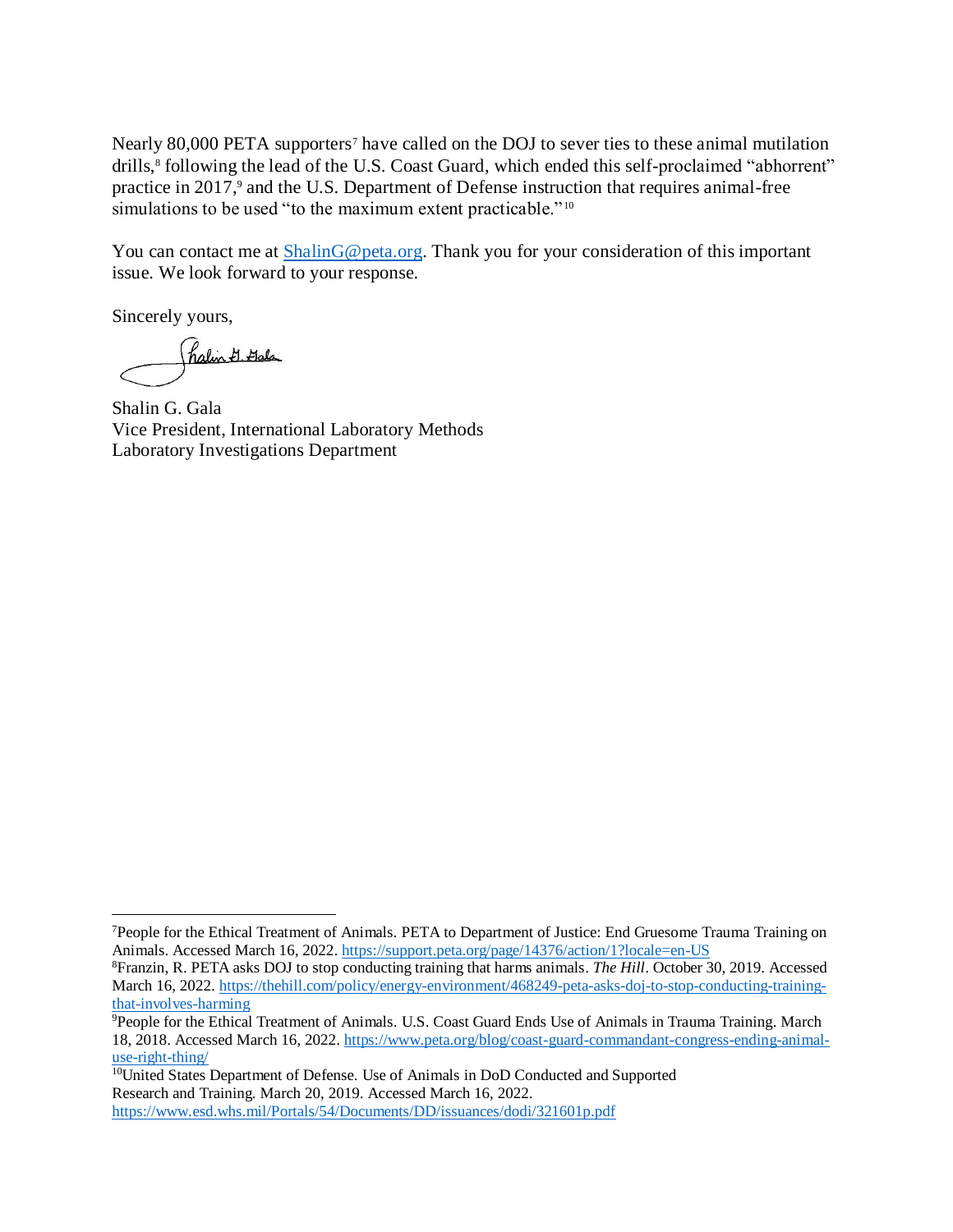Nearly 80,000 PETA supporters[7] have called on the DOJ to sever ties to these animal mutilation drills,[8] following the lead of the U.S. Coast Guard, which ended this self-proclaimed "abhorrent" practice in 2017,[9] and the U.S. Department of Defense instruction that requires animal-free simulations to be used "to the maximum extent practicable."[10]

You can contact me at ShalinG@peta.org. Thank you for your consideration of this important issue. We look forward to your response.

Sincerely yours,

Shalin G. Gala
Vice President, International Laboratory Methods
Laboratory Investigations Department

---

[7]People for the Ethical Treatment of Animals. PETA to Department of Justice: End Gruesome Trauma Training on Animals. Accessed March 16, 2022. https://support.peta.org/page/14376/action/1?locale=en-US

[8]Franzin, R. PETA asks DOJ to stop conducting training that harms animals. *The Hill*. October 30, 2019. Accessed March 16, 2022. https://thehill.com/policy/energy-environment/468249-peta-asks-doj-to-stop-conducting-training-that-involves-harming

[9]People for the Ethical Treatment of Animals. U.S. Coast Guard Ends Use of Animals in Trauma Training. March 18, 2018. Accessed March 16, 2022. https://www.peta.org/blog/coast-guard-commandant-congress-ending-animal-use-right-thing/

[10]United States Department of Defense. Use of Animals in DoD Conducted and Supported Research and Training. March 20, 2019. Accessed March 16, 2022. https://www.esd.whs.mil/Portals/54/Documents/DD/issuances/dodi/321601p.pdf